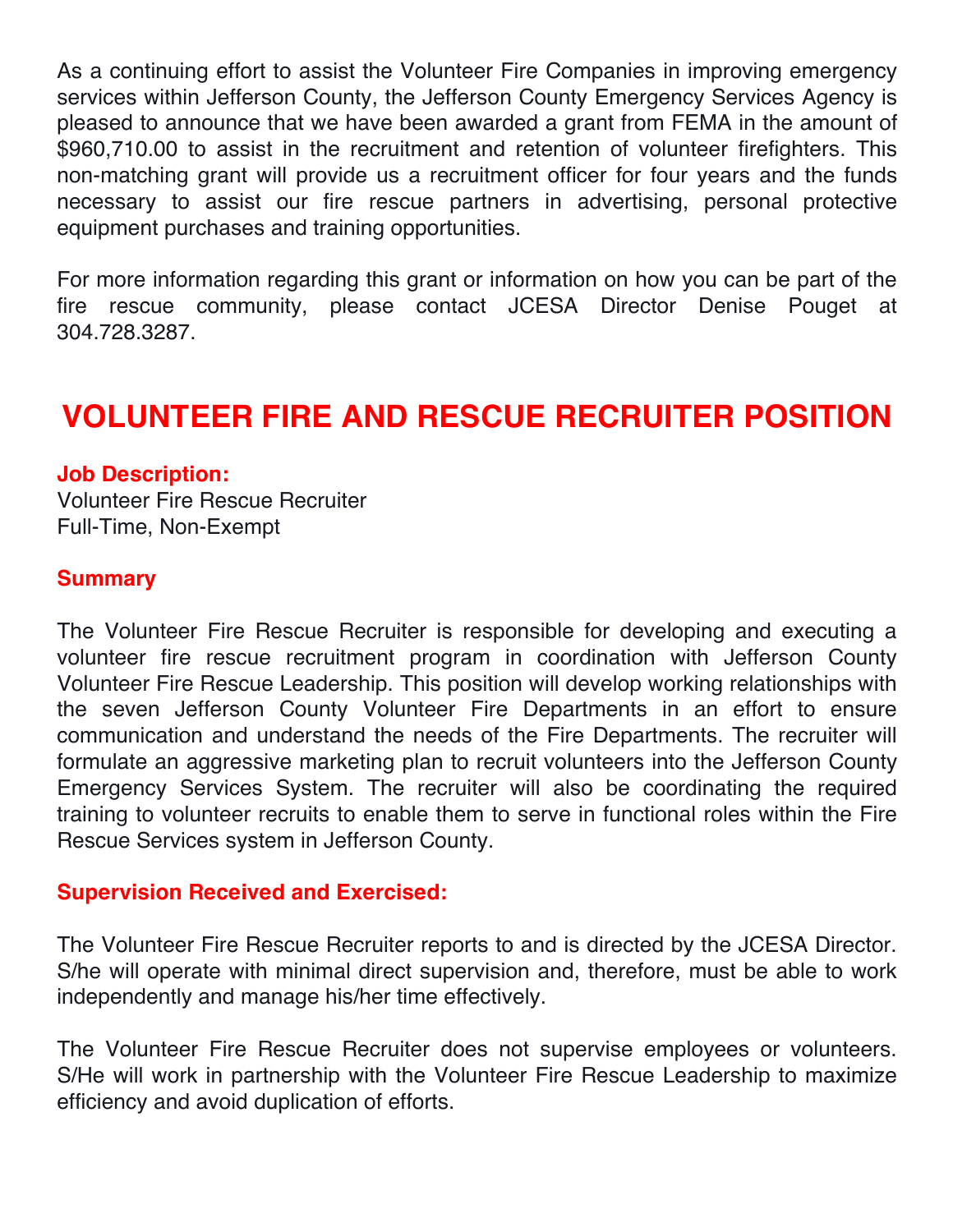As a continuing effort to assist the Volunteer Fire Companies in improving emergency services within Jefferson County, the Jefferson County Emergency Services Agency is pleased to announce that we have been awarded a grant from FEMA in the amount of $960,710.00 to assist in the recruitment and retention of volunteer firefighters. This non-matching grant will provide us a recruitment officer for four years and the funds necessary to assist our fire rescue partners in advertising, personal protective equipment purchases and training opportunities.

For more information regarding this grant or information on how you can be part of the fire rescue community, please contact JCESA Director Denise Pouget at 304.728.3287.

# VOLUNTEER FIRE AND RESCUE RECRUITER POSITION

### Job Description:

Volunteer Fire Rescue Recruiter
Full-Time, Non-Exempt

### Summary

The Volunteer Fire Rescue Recruiter is responsible for developing and executing a volunteer fire rescue recruitment program in coordination with Jefferson County Volunteer Fire Rescue Leadership. This position will develop working relationships with the seven Jefferson County Volunteer Fire Departments in an effort to ensure communication and understand the needs of the Fire Departments. The recruiter will formulate an aggressive marketing plan to recruit volunteers into the Jefferson County Emergency Services System. The recruiter will also be coordinating the required training to volunteer recruits to enable them to serve in functional roles within the Fire Rescue Services system in Jefferson County.

### Supervision Received and Exercised:

The Volunteer Fire Rescue Recruiter reports to and is directed by the JCESA Director. S/he will operate with minimal direct supervision and, therefore, must be able to work independently and manage his/her time effectively.

The Volunteer Fire Rescue Recruiter does not supervise employees or volunteers. S/He will work in partnership with the Volunteer Fire Rescue Leadership to maximize efficiency and avoid duplication of efforts.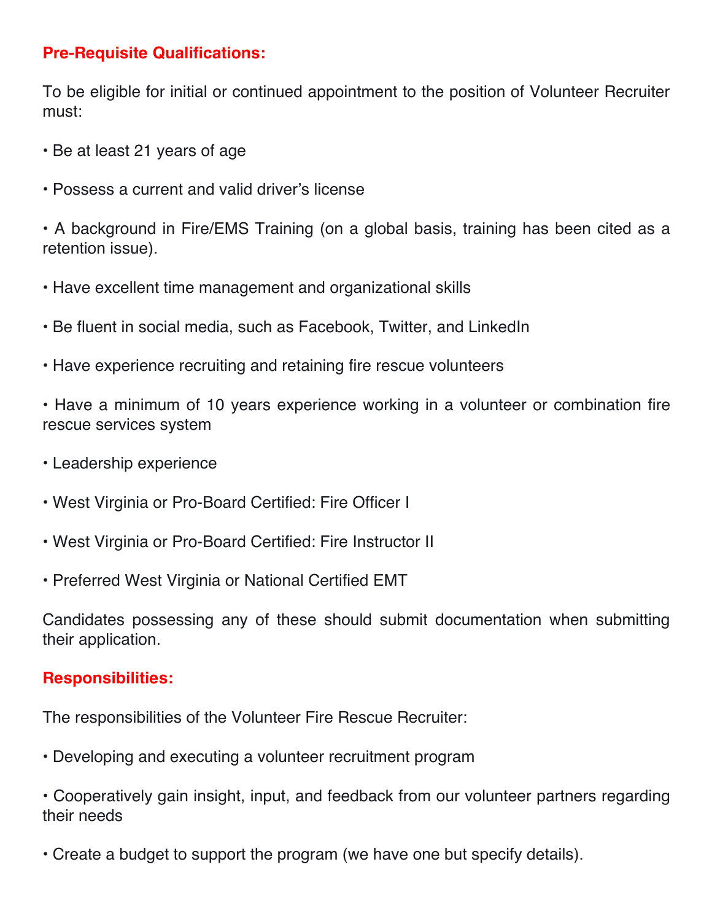## Pre-Requisite Qualifications:

To be eligible for initial or continued appointment to the position of Volunteer Recruiter must:

- Be at least 21 years of age
- Possess a current and valid driver's license
- A background in Fire/EMS Training (on a global basis, training has been cited as a retention issue).
- Have excellent time management and organizational skills
- Be fluent in social media, such as Facebook, Twitter, and LinkedIn
- Have experience recruiting and retaining fire rescue volunteers
- Have a minimum of 10 years experience working in a volunteer or combination fire rescue services system
- Leadership experience
- West Virginia or Pro-Board Certified: Fire Officer I
- West Virginia or Pro-Board Certified: Fire Instructor II
- Preferred West Virginia or National Certified EMT

Candidates possessing any of these should submit documentation when submitting their application.

## Responsibilities:

The responsibilities of the Volunteer Fire Rescue Recruiter:

- Developing and executing a volunteer recruitment program
- Cooperatively gain insight, input, and feedback from our volunteer partners regarding their needs
- Create a budget to support the program (we have one but specify details).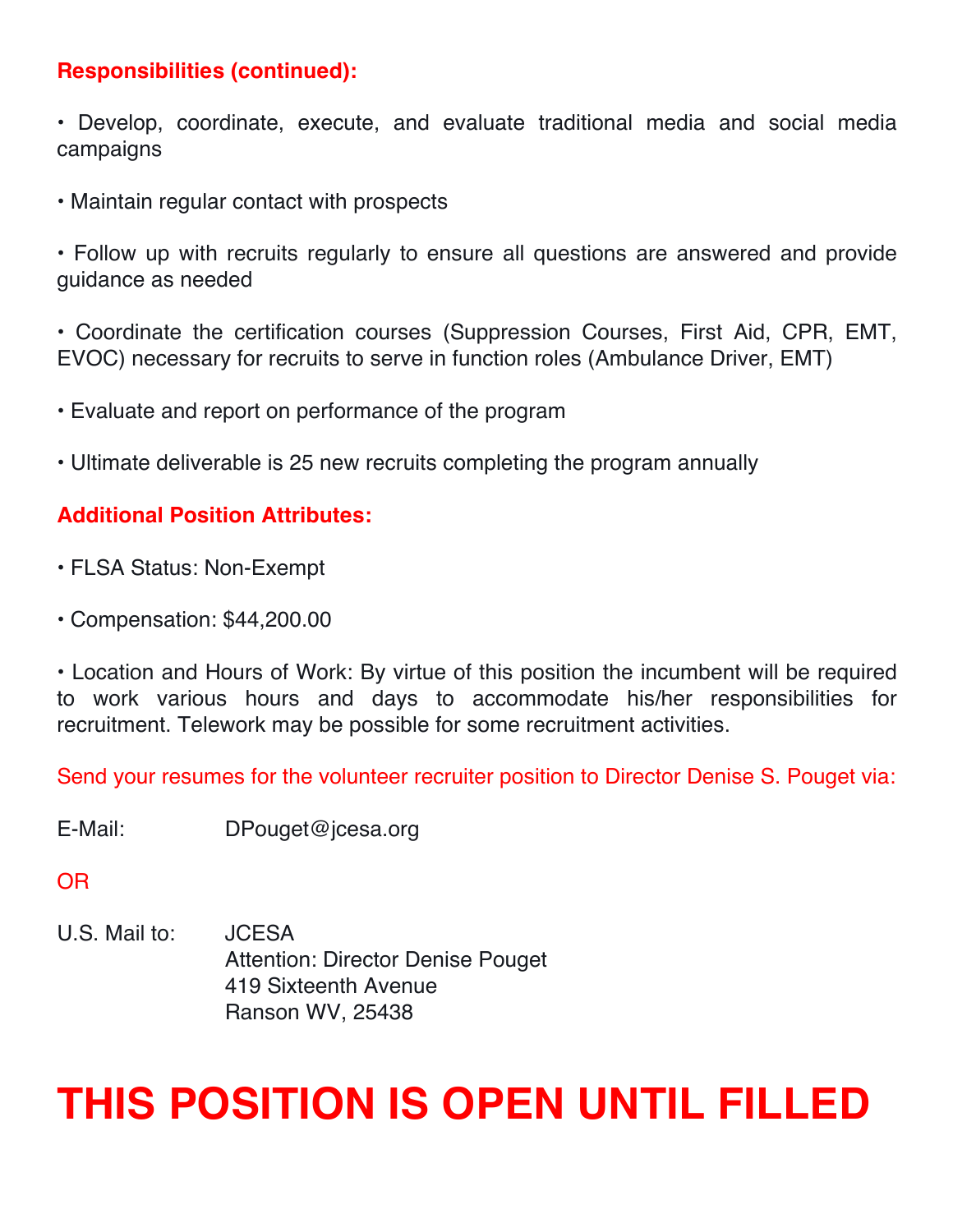**Responsibilities (continued):**

- Develop, coordinate, execute, and evaluate traditional media and social media campaigns
- Maintain regular contact with prospects
- Follow up with recruits regularly to ensure all questions are answered and provide guidance as needed
- Coordinate the certification courses (Suppression Courses, First Aid, CPR, EMT, EVOC) necessary for recruits to serve in function roles (Ambulance Driver, EMT)
- Evaluate and report on performance of the program
- Ultimate deliverable is 25 new recruits completing the program annually

**Additional Position Attributes:**

- FLSA Status: Non-Exempt
- Compensation: $44,200.00
- Location and Hours of Work: By virtue of this position the incumbent will be required to work various hours and days to accommodate his/her responsibilities for recruitment. Telework may be possible for some recruitment activities.

Send your resumes for the volunteer recruiter position to Director Denise S. Pouget via:

E-Mail: DPouget@jcesa.org

OR

U.S. Mail to: JCESA
Attention: Director Denise Pouget
419 Sixteenth Avenue
Ranson WV, 25438

# THIS POSITION IS OPEN UNTIL FILLED